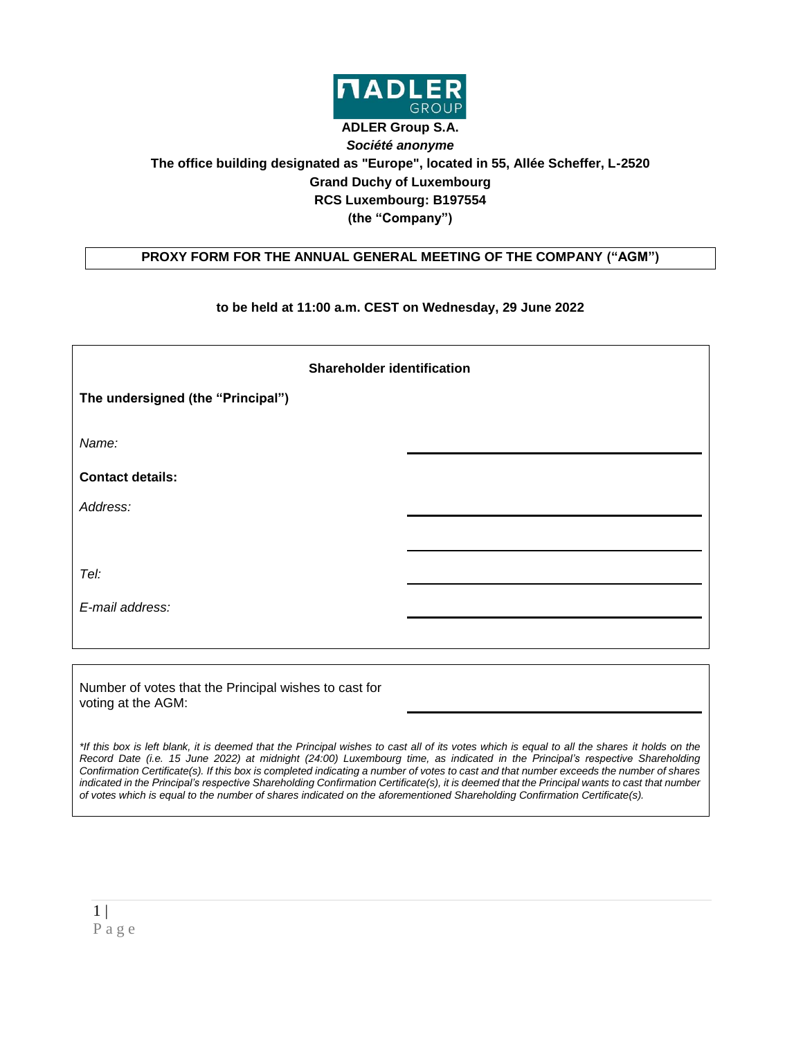**ADLER Group S.A.**

***Société anonyme***

**The office building designated as "Europe", located in 55, Allée Scheffer, L-2520**

**Grand Duchy of Luxembourg**

**RCS Luxembourg: B197554**

**(the "Company")**

## PROXY FORM FOR THE ANNUAL GENERAL MEETING OF THE COMPANY ("AGM")

**to be held at 11:00 a.m. CEST on Wednesday, 29 June 2022**

**Shareholder identification**

**The undersigned (the "Principal")**

*Name:* \_\_\_\_\_\_\_\_\_\_\_\_\_\_\_\_\_\_\_\_\_\_\_\_\_\_\_\_\_\_

**Contact details:**

*Address:* \_\_\_\_\_\_\_\_\_\_\_\_\_\_\_\_\_\_\_\_\_\_\_\_\_\_\_\_\_\_

\_\_\_\_\_\_\_\_\_\_\_\_\_\_\_\_\_\_\_\_\_\_\_\_\_\_\_\_\_\_

*Tel:* \_\_\_\_\_\_\_\_\_\_\_\_\_\_\_\_\_\_\_\_\_\_\_\_\_\_\_\_\_\_

*E-mail address:* \_\_\_\_\_\_\_\_\_\_\_\_\_\_\_\_\_\_\_\_\_\_\_\_\_\_\_\_\_\_

Number of votes that the Principal wishes to cast for voting at the AGM: \_\_\_\_\_\_\_\_\_\_\_\_\_\_\_\_\_\_\_\_\_\_\_\_\_\_\_\_\_\_

*\*If this box is left blank, it is deemed that the Principal wishes to cast all of its votes which is equal to all the shares it holds on the Record Date (i.e. 15 June 2022) at midnight (24:00) Luxembourg time, as indicated in the Principal's respective Shareholding Confirmation Certificate(s). If this box is completed indicating a number of votes to cast and that number exceeds the number of shares indicated in the Principal's respective Shareholding Confirmation Certificate(s), it is deemed that the Principal wants to cast that number of votes which is equal to the number of shares indicated on the aforementioned Shareholding Confirmation Certificate(s).*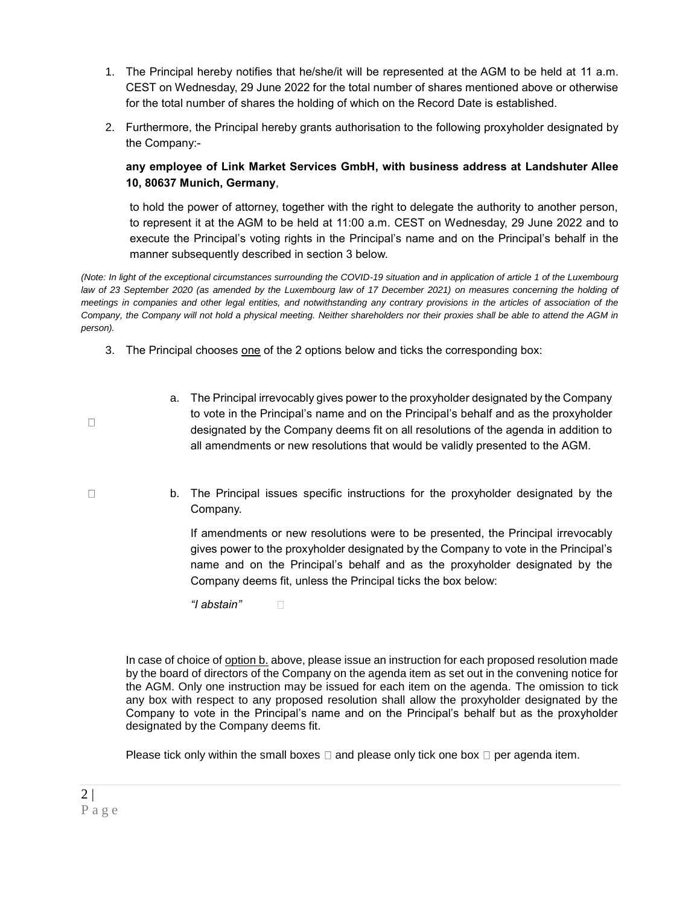1. The Principal hereby notifies that he/she/it will be represented at the AGM to be held at 11 a.m. CEST on Wednesday, 29 June 2022 for the total number of shares mentioned above or otherwise for the total number of shares the holding of which on the Record Date is established.

2. Furthermore, the Principal hereby grants authorisation to the following proxyholder designated by the Company:-

   **any employee of Link Market Services GmbH, with business address at Landshuter Allee 10, 80637 Munich, Germany**,

   to hold the power of attorney, together with the right to delegate the authority to another person, to represent it at the AGM to be held at 11:00 a.m. CEST on Wednesday, 29 June 2022 and to execute the Principal's voting rights in the Principal's name and on the Principal's behalf in the manner subsequently described in section 3 below.

*(Note: In light of the exceptional circumstances surrounding the COVID-19 situation and in application of article 1 of the Luxembourg law of 23 September 2020 (as amended by the Luxembourg law of 17 December 2021) on measures concerning the holding of meetings in companies and other legal entities, and notwithstanding any contrary provisions in the articles of association of the Company, the Company will not hold a physical meeting. Neither shareholders nor their proxies shall be able to attend the AGM in person).*

3. The Principal chooses one of the 2 options below and ticks the corresponding box:

☐ a. The Principal irrevocably gives power to the proxyholder designated by the Company to vote in the Principal's name and on the Principal's behalf and as the proxyholder designated by the Company deems fit on all resolutions of the agenda in addition to all amendments or new resolutions that would be validly presented to the AGM.

☐ b. The Principal issues specific instructions for the proxyholder designated by the Company.

   If amendments or new resolutions were to be presented, the Principal irrevocably gives power to the proxyholder designated by the Company to vote in the Principal's name and on the Principal's behalf and as the proxyholder designated by the Company deems fit, unless the Principal ticks the box below:

   *"I abstain"* ☐

In case of choice of option b. above, please issue an instruction for each proposed resolution made by the board of directors of the Company on the agenda item as set out in the convening notice for the AGM. Only one instruction may be issued for each item on the agenda. The omission to tick any box with respect to any proposed resolution shall allow the proxyholder designated by the Company to vote in the Principal's name and on the Principal's behalf but as the proxyholder designated by the Company deems fit.

Please tick only within the small boxes ☐ and please only tick one box ☐ per agenda item.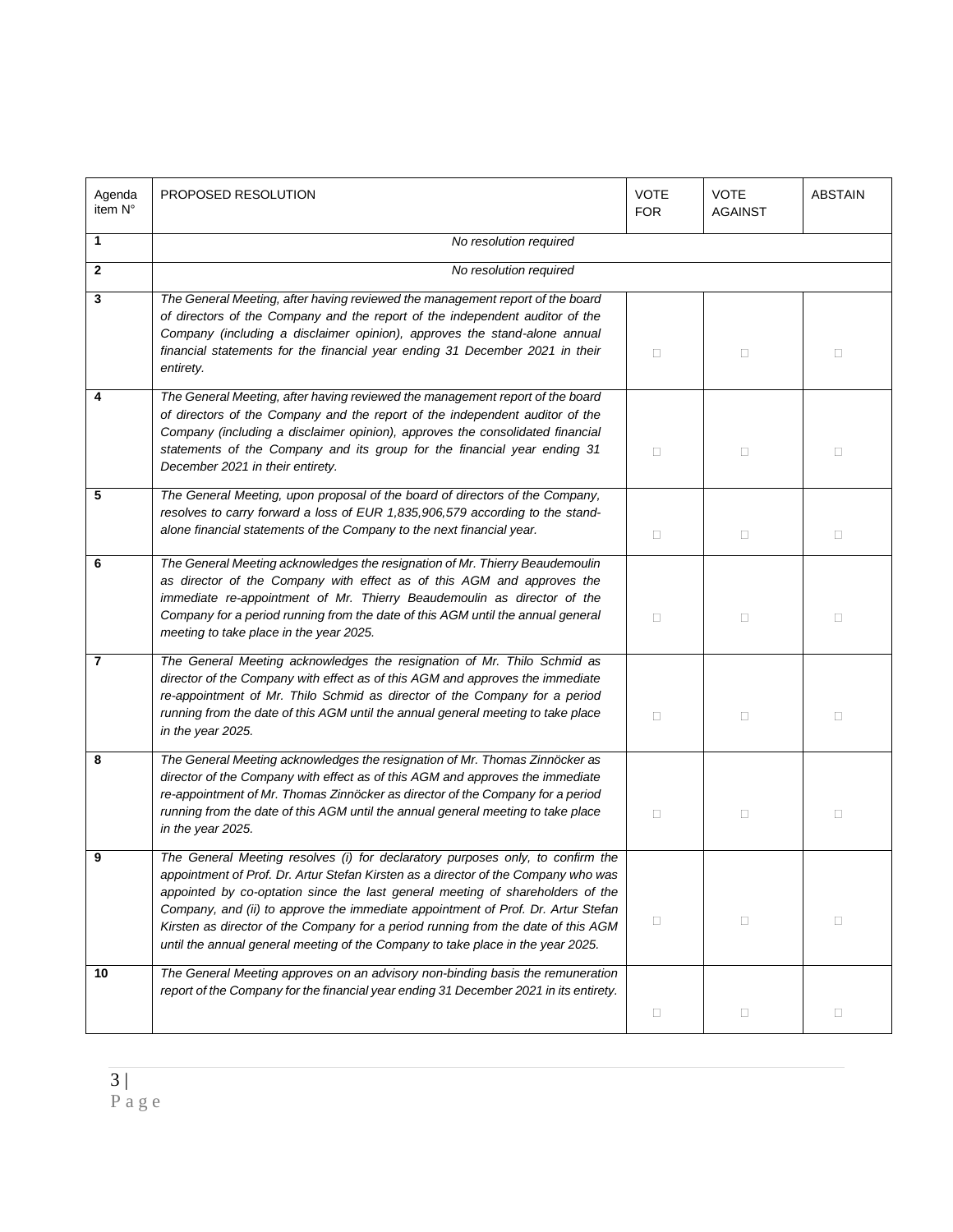| Agenda item N° | PROPOSED RESOLUTION | VOTE FOR | VOTE AGAINST | ABSTAIN |
|---|---|---|---|---|
| **1** | *No resolution required* | | | |
| **2** | *No resolution required* | | | |
| **3** | *The General Meeting, after having reviewed the management report of the board of directors of the Company and the report of the independent auditor of the Company (including a disclaimer opinion), approves the stand-alone annual financial statements for the financial year ending 31 December 2021 in their entirety.* | □ | □ | □ |
| **4** | *The General Meeting, after having reviewed the management report of the board of directors of the Company and the report of the independent auditor of the Company (including a disclaimer opinion), approves the consolidated financial statements of the Company and its group for the financial year ending 31 December 2021 in their entirety.* | □ | □ | □ |
| **5** | *The General Meeting, upon proposal of the board of directors of the Company, resolves to carry forward a loss of EUR 1,835,906,579 according to the stand-alone financial statements of the Company to the next financial year.* | □ | □ | □ |
| **6** | *The General Meeting acknowledges the resignation of Mr. Thierry Beaudemoulin as director of the Company with effect as of this AGM and approves the immediate re-appointment of Mr. Thierry Beaudemoulin as director of the Company for a period running from the date of this AGM until the annual general meeting to take place in the year 2025.* | □ | □ | □ |
| **7** | *The General Meeting acknowledges the resignation of Mr. Thilo Schmid as director of the Company with effect as of this AGM and approves the immediate re-appointment of Mr. Thilo Schmid as director of the Company for a period running from the date of this AGM until the annual general meeting to take place in the year 2025.* | □ | □ | □ |
| **8** | *The General Meeting acknowledges the resignation of Mr. Thomas Zinnöcker as director of the Company with effect as of this AGM and approves the immediate re-appointment of Mr. Thomas Zinnöcker as director of the Company for a period running from the date of this AGM until the annual general meeting to take place in the year 2025.* | □ | □ | □ |
| **9** | *The General Meeting resolves (i) for declaratory purposes only, to confirm the appointment of Prof. Dr. Artur Stefan Kirsten as a director of the Company who was appointed by co-optation since the last general meeting of shareholders of the Company, and (ii) to approve the immediate appointment of Prof. Dr. Artur Stefan Kirsten as director of the Company for a period running from the date of this AGM until the annual general meeting of the Company to take place in the year 2025.* | □ | □ | □ |
| **10** | *The General Meeting approves on an advisory non-binding basis the remuneration report of the Company for the financial year ending 31 December 2021 in its entirety.* | □ | □ | □ |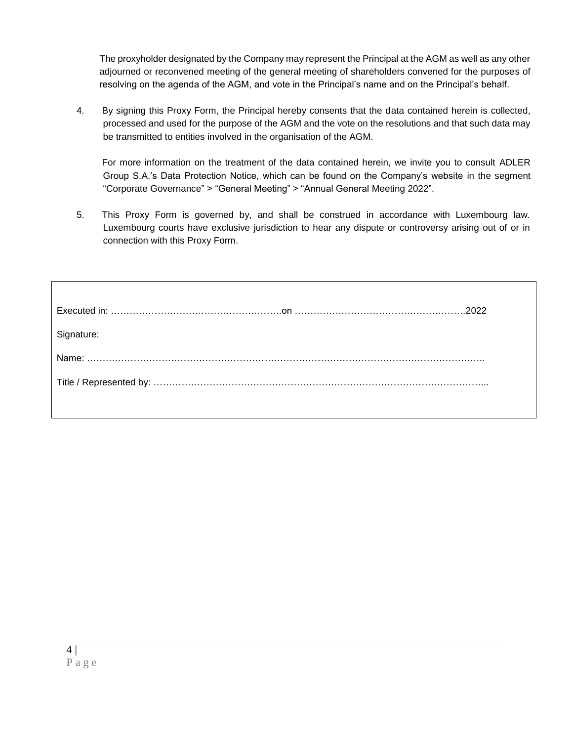The proxyholder designated by the Company may represent the Principal at the AGM as well as any other adjourned or reconvened meeting of the general meeting of shareholders convened for the purposes of resolving on the agenda of the AGM, and vote in the Principal's name and on the Principal's behalf.

4. By signing this Proxy Form, the Principal hereby consents that the data contained herein is collected, processed and used for the purpose of the AGM and the vote on the resolutions and that such data may be transmitted to entities involved in the organisation of the AGM.

   For more information on the treatment of the data contained herein, we invite you to consult ADLER Group S.A.'s Data Protection Notice, which can be found on the Company's website in the segment "Corporate Governance" > "General Meeting" > "Annual General Meeting 2022".

5. This Proxy Form is governed by, and shall be construed in accordance with Luxembourg law. Luxembourg courts have exclusive jurisdiction to hear any dispute or controversy arising out of or in connection with this Proxy Form.

Executed in: ……………………………………………….on ……………………………………………….2022

Signature:

Name: ………………………………………………………………………………………………………………..

Title / Represented by: ………………………………………………………………………………………………...